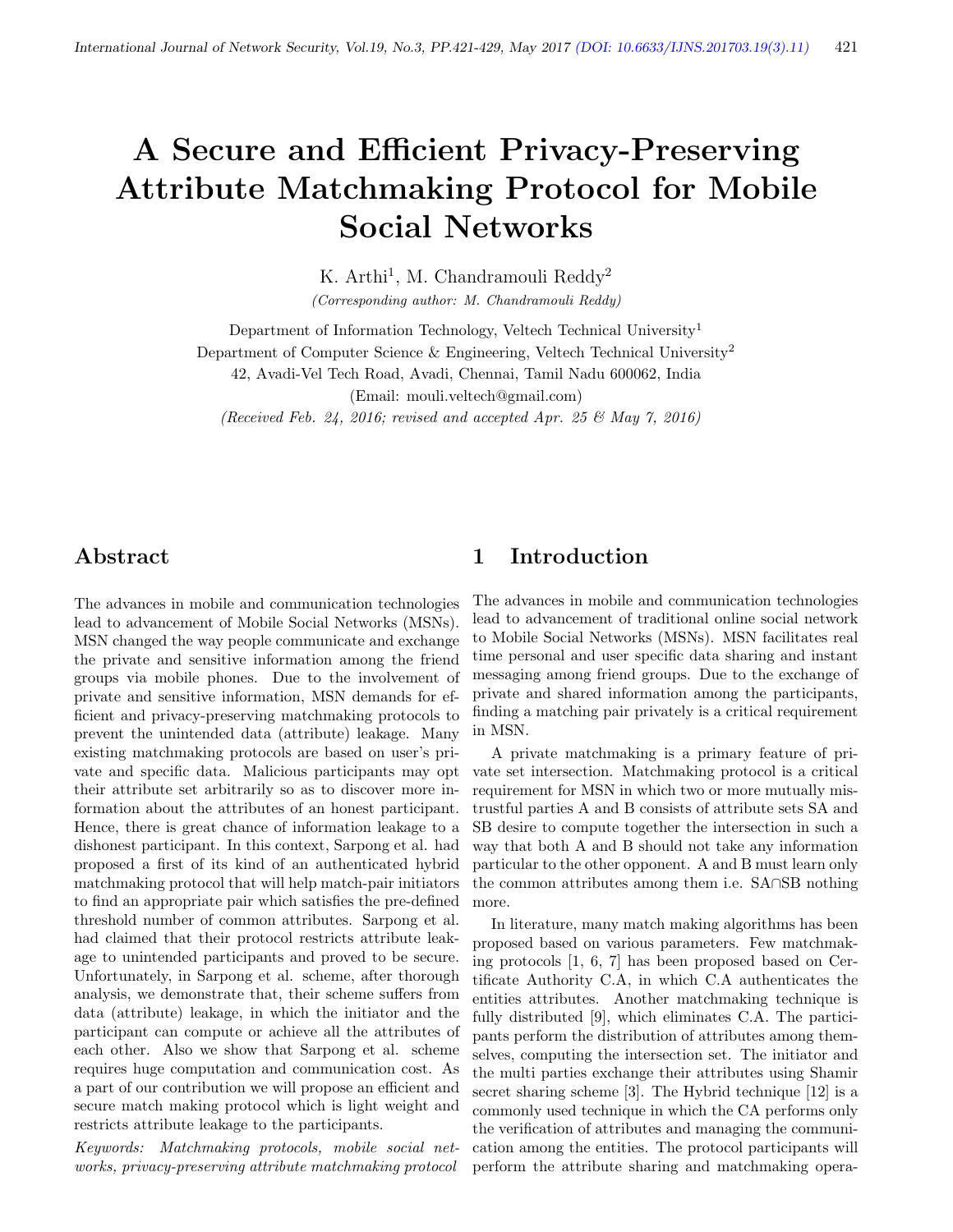# A Secure and Efficient Privacy-Preserving Attribute Matchmaking Protocol for Mobile Social Networks

K. Arthi[1], M. Chandramouli Reddy[2]

*(Corresponding author: M. Chandramouli Reddy)*

Department of Information Technology, Veltech Technical University[1]

Department of Computer Science & Engineering, Veltech Technical University[2]

42, Avadi-Vel Tech Road, Avadi, Chennai, Tamil Nadu 600062, India

(Email: mouli.veltech@gmail.com)

*(Received Feb. 24, 2016; revised and accepted Apr. 25 & May 7, 2016)*

## Abstract

The advances in mobile and communication technologies lead to advancement of Mobile Social Networks (MSNs). MSN changed the way people communicate and exchange the private and sensitive information among the friend groups via mobile phones. Due to the involvement of private and sensitive information, MSN demands for efficient and privacy-preserving matchmaking protocols to prevent the unintended data (attribute) leakage. Many existing matchmaking protocols are based on user's private and specific data. Malicious participants may opt their attribute set arbitrarily so as to discover more information about the attributes of an honest participant. Hence, there is great chance of information leakage to a dishonest participant. In this context, Sarpong et al. had proposed a first of its kind of an authenticated hybrid matchmaking protocol that will help match-pair initiators to find an appropriate pair which satisfies the pre-defined threshold number of common attributes. Sarpong et al. had claimed that their protocol restricts attribute leakage to unintended participants and proved to be secure. Unfortunately, in Sarpong et al. scheme, after thorough analysis, we demonstrate that, their scheme suffers from data (attribute) leakage, in which the initiator and the participant can compute or achieve all the attributes of each other. Also we show that Sarpong et al. scheme requires huge computation and communication cost. As a part of our contribution we will propose an efficient and secure match making protocol which is light weight and restricts attribute leakage to the participants.

*Keywords: Matchmaking protocols, mobile social networks, privacy-preserving attribute matchmaking protocol*

## 1 Introduction

The advances in mobile and communication technologies lead to advancement of traditional online social network to Mobile Social Networks (MSNs). MSN facilitates real time personal and user specific data sharing and instant messaging among friend groups. Due to the exchange of private and shared information among the participants, finding a matching pair privately is a critical requirement in MSN.

A private matchmaking is a primary feature of private set intersection. Matchmaking protocol is a critical requirement for MSN in which two or more mutually mistrustful parties A and B consists of attribute sets SA and SB desire to compute together the intersection in such a way that both A and B should not take any information particular to the other opponent. A and B must learn only the common attributes among them i.e. SA∩SB nothing more.

In literature, many match making algorithms has been proposed based on various parameters. Few matchmaking protocols [1, 6, 7] has been proposed based on Certificate Authority C.A, in which C.A authenticates the entities attributes. Another matchmaking technique is fully distributed [9], which eliminates C.A. The participants perform the distribution of attributes among themselves, computing the intersection set. The initiator and the multi parties exchange their attributes using Shamir secret sharing scheme [3]. The Hybrid technique [12] is a commonly used technique in which the CA performs only the verification of attributes and managing the communication among the entities. The protocol participants will perform the attribute sharing and matchmaking opera-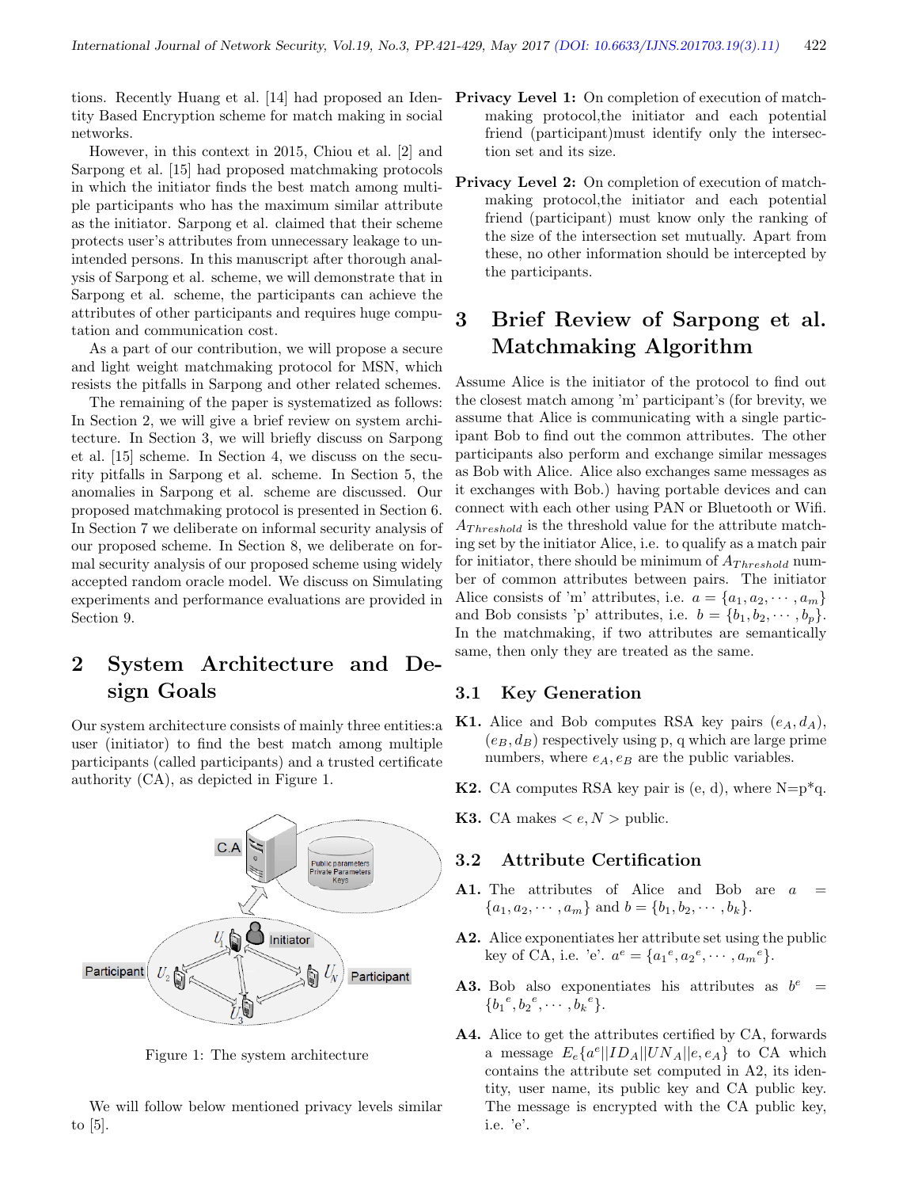tions. Recently Huang et al. [14] had proposed an Identity Based Encryption scheme for match making in social networks.

However, in this context in 2015, Chiou et al. [2] and Sarpong et al. [15] had proposed matchmaking protocols in which the initiator finds the best match among multiple participants who has the maximum similar attribute as the initiator. Sarpong et al. claimed that their scheme protects user's attributes from unnecessary leakage to unintended persons. In this manuscript after thorough analysis of Sarpong et al. scheme, we will demonstrate that in Sarpong et al. scheme, the participants can achieve the attributes of other participants and requires huge computation and communication cost.

As a part of our contribution, we will propose a secure and light weight matchmaking protocol for MSN, which resists the pitfalls in Sarpong and other related schemes.

The remaining of the paper is systematized as follows: In Section 2, we will give a brief review on system architecture. In Section 3, we will briefly discuss on Sarpong et al. [15] scheme. In Section 4, we discuss on the security pitfalls in Sarpong et al. scheme. In Section 5, the anomalies in Sarpong et al. scheme are discussed. Our proposed matchmaking protocol is presented in Section 6. In Section 7 we deliberate on informal security analysis of our proposed scheme. In Section 8, we deliberate on formal security analysis of our proposed scheme using widely accepted random oracle model. We discuss on Simulating experiments and performance evaluations are provided in Section 9.

## 2 System Architecture and Design Goals

Our system architecture consists of mainly three entities:a user (initiator) to find the best match among multiple participants (called participants) and a trusted certificate authority (CA), as depicted in Figure 1.

Figure 1: The system architecture

We will follow below mentioned privacy levels similar to [5].

**Privacy Level 1:** On completion of execution of matchmaking protocol,the initiator and each potential friend (participant)must identify only the intersection set and its size.

**Privacy Level 2:** On completion of execution of matchmaking protocol,the initiator and each potential friend (participant) must know only the ranking of the size of the intersection set mutually. Apart from these, no other information should be intercepted by the participants.

## 3 Brief Review of Sarpong et al. Matchmaking Algorithm

Assume Alice is the initiator of the protocol to find out the closest match among 'm' participant's (for brevity, we assume that Alice is communicating with a single participant Bob to find out the common attributes. The other participants also perform and exchange similar messages as Bob with Alice. Alice also exchanges same messages as it exchanges with Bob.) having portable devices and can connect with each other using PAN or Bluetooth or Wifi. $A_{Threshold}$ is the threshold value for the attribute matching set by the initiator Alice, i.e. to qualify as a match pair for initiator, there should be minimum of $A_{Threshold}$ number of common attributes between pairs. The initiator Alice consists of 'm' attributes, i.e. $a = \{a_1, a_2, \cdots, a_m\}$ and Bob consists 'p' attributes, i.e. $b = \{b_1, b_2, \cdots, b_p\}$. In the matchmaking, if two attributes are semantically same, then only they are treated as the same.

### 3.1 Key Generation

**K1.** Alice and Bob computes RSA key pairs $(e_A, d_A)$, $(e_B, d_B)$ respectively using p, q which are large prime numbers, where $e_A, e_B$ are the public variables.

**K2.** CA computes RSA key pair is (e, d), where N=p*q.

**K3.** CA makes $< e, N >$ public.

### 3.2 Attribute Certification

**A1.** The attributes of Alice and Bob are $a = \{a_1, a_2, \cdots, a_m\}$ and $b = \{b_1, b_2, \cdots, b_k\}$.

**A2.** Alice exponentiates her attribute set using the public key of CA, i.e. 'e'. $a^e = \{{a_1}^e, {a_2}^e, \cdots, {a_m}^e\}$.

**A3.** Bob also exponentiates his attributes as $b^e = \{{b_1}^e, {b_2}^e, \cdots, {b_k}^e\}$.

**A4.** Alice to get the attributes certified by CA, forwards a message $E_e\{a^e||ID_A||UN_A||e, e_A\}$ to CA which contains the attribute set computed in A2, its identity, user name, its public key and CA public key. The message is encrypted with the CA public key, i.e. 'e'.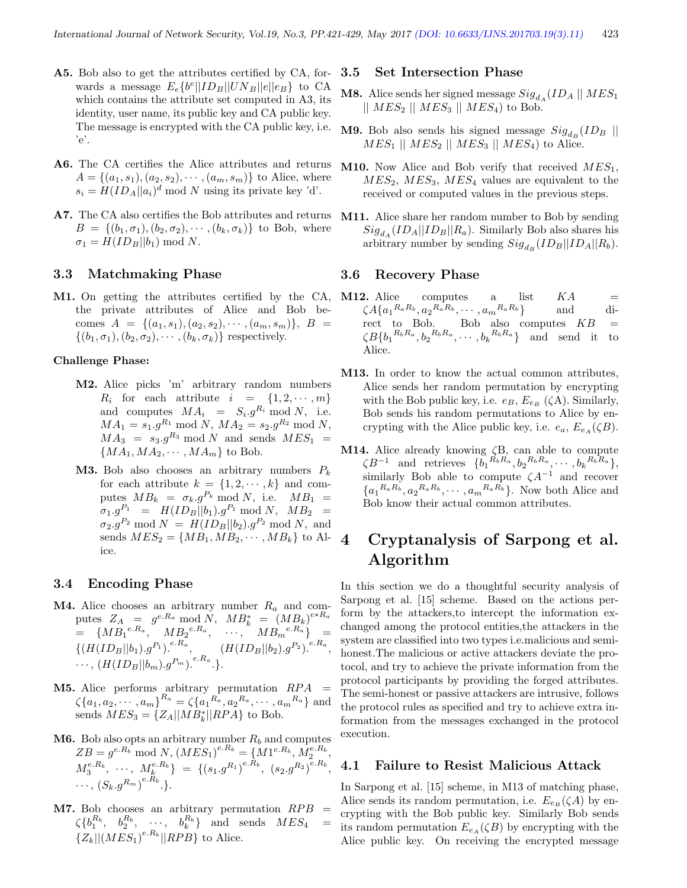**A5.** Bob also to get the attributes certified by CA, forwards a message $E_e\{b^e||ID_B||UN_B||e||e_B\}$ to CA which contains the attribute set computed in A3, its identity, user name, its public key and CA public key. The message is encrypted with the CA public key, i.e. 'e'.

**A6.** The CA certifies the Alice attributes and returns $A = \{(a_1, s_1), (a_2, s_2), \cdots, (a_m, s_m)\}$ to Alice, where $s_i = H(ID_A||a_i)^d \bmod N$ using its private key 'd'.

**A7.** The CA also certifies the Bob attributes and returns $B = \{(b_1, \sigma_1), (b_2, \sigma_2), \cdots, (b_k, \sigma_k)\}$ to Bob, where $\sigma_1 = H(ID_B||b_1) \bmod N$.

### 3.3 Matchmaking Phase

**M1.** On getting the attributes certified by the CA, the private attributes of Alice and Bob becomes $A = \{(a_1, s_1), (a_2, s_2), \cdots, (a_m, s_m)\}$, $B = \{(b_1, \sigma_1), (b_2, \sigma_2), \cdots, (b_k, \sigma_k)\}$ respectively.

**Challenge Phase:**

**M2.** Alice picks 'm' arbitrary random numbers $R_i$ for each attribute $i = \{1, 2, \cdots, m\}$ and computes $MA_i = S_i.g^{R_i} \bmod N$, i.e. $MA_1 = s_1.g^{R_1} \bmod N$, $MA_2 = s_2.g^{R_2} \bmod N$, $MA_3 = s_3.g^{R_3} \bmod N$ and sends $MES_1 = \{MA_1, MA_2, \cdots, MA_m\}$ to Bob.

**M3.** Bob also chooses an arbitrary numbers $P_k$ for each attribute $k = \{1, 2, \cdots, k\}$ and computes $MB_k = \sigma_k.g^{P_k} \bmod N$, i.e. $MB_1 = \sigma_1.g^{P_1} = H(ID_B||b_1).g^{P_1} \bmod N$, $MB_2 = \sigma_2.g^{P_2} \bmod N = H(ID_B||b_2).g^{P_2} \bmod N$, and sends $MES_2 = \{MB_1, MB_2, \cdots, MB_k\}$ to Alice.

### 3.4 Encoding Phase

**M4.** Alice chooses an arbitrary number $R_a$ and computes $Z_A = g^{e.R_a} \bmod N$, $MB_k^* = (MB_k)^{e*R_a} = \{MB_1{}^{e.R_a}, MB_2{}^{e.R_a}, \cdots, MB_m{}^{e.R_a}\} = \{(H(ID_B||b_1).g^{P_1}).^{e.R_a}, (H(ID_B||b_2).g^{P_2}).^{e.R_a}, \cdots, (H(ID_B||b_m).g^{P_m}).^{e.R_a}.\}$.

**M5.** Alice performs arbitrary permutation $RPA = \zeta\{a_1, a_2, \cdots, a_m\}^{R_a} = \zeta\{a_1{}^{R_a}, a_2{}^{R_a}, \cdots, a_m{}^{R_a}\}$ and sends $MES_3 = \{Z_A||MB_k^*||RPA\}$ to Bob.

**M6.** Bob also opts an arbitrary number $R_b$ and computes $ZB = g^{e.R_b} \bmod N$, $(MES_1)^{e.R_b} = \{M1^{e.R_b}, M_2^{e.R_b}, M_3^{e.R_b}, \cdots, M_k^{e.R_b}\} = \{(s_1.g^{R_1})^{e.R_b}, (s_2.g^{R_2})^{e.R_b}, \cdots, (S_k.g^{R_m})^{e.R_b}.\}$.

**M7.** Bob chooses an arbitrary permutation $RPB = \zeta\{b_1^{R_b}, b_2^{R_b}, \cdots, b_k^{R_b}\}$ and sends $MES_4 = \{Z_k||(MES_1)^{e.R_b}||RPB\}$ to Alice.

### 3.5 Set Intersection Phase

**M8.** Alice sends her signed message $Sig_{d_A}(ID_A \mid\mid MES_1 \mid\mid MES_2 \mid\mid MES_3 \mid\mid MES_4)$ to Bob.

**M9.** Bob also sends his signed message $Sig_{d_B}(ID_B \mid\mid MES_1 \mid\mid MES_2 \mid\mid MES_3 \mid\mid MES_4)$ to Alice.

**M10.** Now Alice and Bob verify that received $MES_1$, $MES_2$, $MES_3$, $MES_4$ values are equivalent to the received or computed values in the previous steps.

**M11.** Alice share her random number to Bob by sending $Sig_{d_A}(ID_A||ID_B||R_a)$. Similarly Bob also shares his arbitrary number by sending $Sig_{d_B}(ID_B||ID_A||R_b)$.

### 3.6 Recovery Phase

**M12.** Alice computes a list $KA = \zeta A\{a_1{}^{R_aR_b}, a_2{}^{R_aR_b}, \cdots, a_m{}^{R_aR_b}\}$ and direct to Bob. Bob also computes $KB = \zeta B\{b_1{}^{R_bR_a}, b_2{}^{R_bR_a}, \cdots, b_k{}^{R_bR_a}\}$ and send it to Alice.

**M13.** In order to know the actual common attributes, Alice sends her random permutation by encrypting with the Bob public key, i.e. $e_B$, $E_{e_B}$ ($\zeta$A). Similarly, Bob sends his random permutations to Alice by encrypting with the Alice public key, i.e. $e_a$, $E_{e_A}(\zeta B)$.

**M14.** Alice already knowing $\zeta$B, can able to compute $\zeta B^{-1}$ and retrieves $\{b_1{}^{R_bR_a}, b_2{}^{R_bR_a}, \cdots, b_k{}^{R_bR_a}\}$, similarly Bob able to compute $\zeta A^{-1}$ and recover $\{a_1{}^{R_aR_b}, a_2{}^{R_aR_b}, \cdots, a_m{}^{R_aR_b}\}$. Now both Alice and Bob know their actual common attributes.

## 4 Cryptanalysis of Sarpong et al. Algorithm

In this section we do a thoughtful security analysis of Sarpong et al. [15] scheme. Based on the actions perform by the attackers,to intercept the information exchanged among the protocol entities,the attackers in the system are classified into two types i.e.malicious and semi-honest.The malicious or active attackers deviate the protocol, and try to achieve the private information from the protocol participants by providing the forged attributes. The semi-honest or passive attackers are intrusive, follows the protocol rules as specified and try to achieve extra information from the messages exchanged in the protocol execution.

### 4.1 Failure to Resist Malicious Attack

In Sarpong et al. [15] scheme, in M13 of matching phase, Alice sends its random permutation, i.e. $E_{e_B}(\zeta A)$ by encrypting with the Bob public key. Similarly Bob sends its random permutation $E_{e_a}(\zeta B)$ by encrypting with the Alice public key. On receiving the encrypted message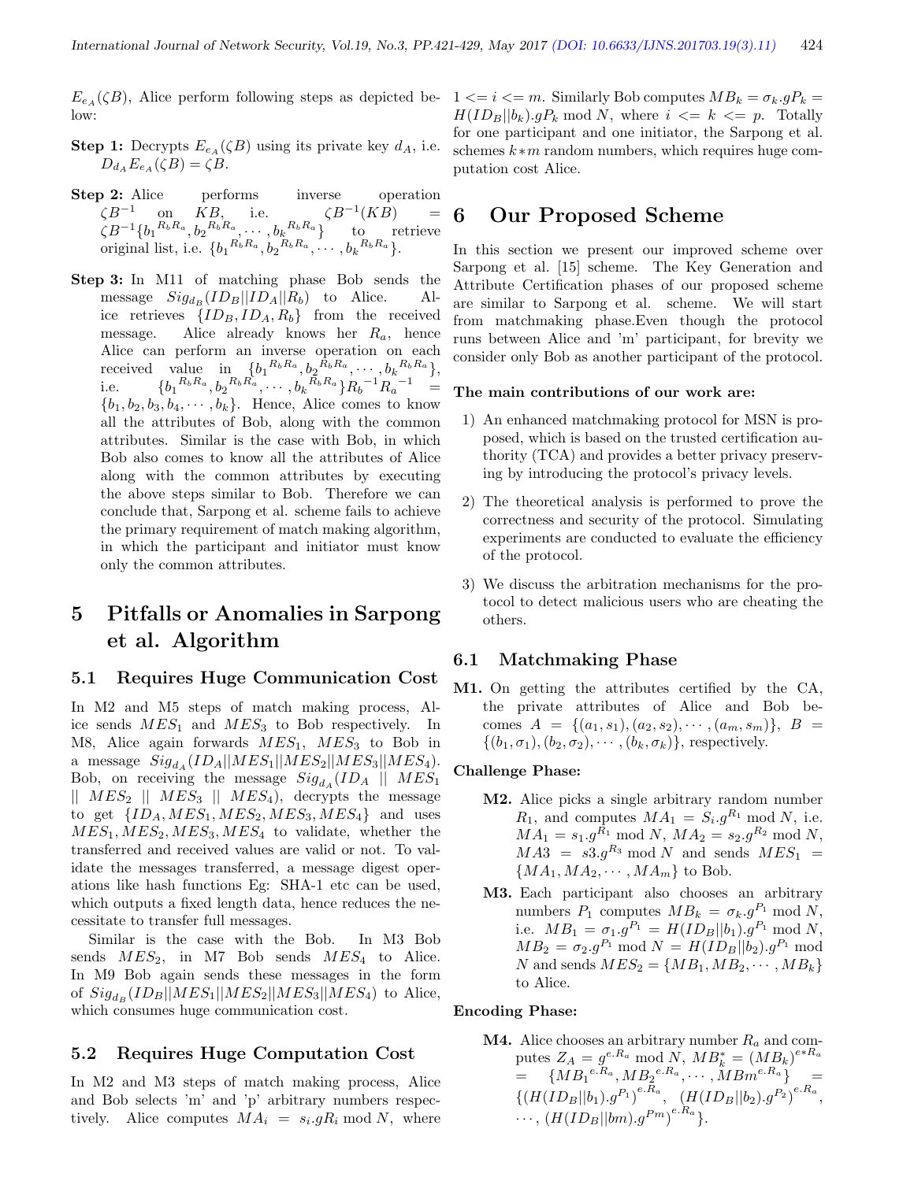$E_{e_A}(\zeta B)$, Alice perform following steps as depicted below:

**Step 1:** Decrypts $E_{e_A}(\zeta B)$ using its private key $d_A$, i.e. $D_{d_A}E_{e_A}(\zeta B) = \zeta B$.

**Step 2:** Alice performs inverse operation $\zeta B^{-1}$ on $KB$, i.e. $\zeta B^{-1}(KB) = \zeta B^{-1}\{{b_1}^{R_b R_a}, {b_2}^{R_b R_a}, \cdots, {b_k}^{R_b R_a}\}$ to retrieve original list, i.e. $\{{b_1}^{R_b R_a}, {b_2}^{R_b R_a}, \cdots, {b_k}^{R_b R_a}\}$.

**Step 3:** In M11 of matching phase Bob sends the message $Sig_{d_B}(ID_B||ID_A||R_b)$ to Alice. Alice retrieves $\{ID_B, ID_A, R_b\}$ from the received message. Alice already knows her $R_a$, hence Alice can perform an inverse operation on each received value in $\{{b_1}^{R_b R_a}, {b_2}^{R_b R_a}, \cdots, {b_k}^{R_b R_a}\}$, i.e. $\{{b_1}^{R_b R_a}, {b_2}^{R_b R_a}, \cdots, {b_k}^{R_b R_a}\}{R_b}^{-1}{R_a}^{-1} = \{b_1, b_2, b_3, b_4, \cdots, b_k\}$. Hence, Alice comes to know all the attributes of Bob, along with the common attributes. Similar is the case with Bob, in which Bob also comes to know all the attributes of Alice along with the common attributes by executing the above steps similar to Bob. Therefore we can conclude that, Sarpong et al. scheme fails to achieve the primary requirement of match making algorithm, in which the participant and initiator must know only the common attributes.

# 5 Pitfalls or Anomalies in Sarpong et al. Algorithm

## 5.1 Requires Huge Communication Cost

In M2 and M5 steps of match making process, Alice sends $MES_1$ and $MES_3$ to Bob respectively. In M8, Alice again forwards $MES_1$, $MES_3$ to Bob in a message $Sig_{d_A}(ID_A||MES_1||MES_2||MES_3||MES_4)$. Bob, on receiving the message $Sig_{d_A}(ID_A \;||\; MES_1 \;||\; MES_2 \;||\; MES_3 \;||\; MES_4)$, decrypts the message to get $\{ID_A, MES_1, MES_2, MES_3, MES_4\}$ and uses $MES_1, MES_2, MES_3, MES_4$ to validate, whether the transferred and received values are valid or not. To validate the messages transferred, a message digest operations like hash functions Eg: SHA-1 etc can be used, which outputs a fixed length data, hence reduces the necessitate to transfer full messages.

Similar is the case with the Bob. In M3 Bob sends $MES_2$, in M7 Bob sends $MES_4$ to Alice. In M9 Bob again sends these messages in the form of $Sig_{d_B}(ID_B||MES_1||MES_2||MES_3||MES_4)$ to Alice, which consumes huge communication cost.

## 5.2 Requires Huge Computation Cost

In M2 and M3 steps of match making process, Alice and Bob selects 'm' and 'p' arbitrary numbers respectively. Alice computes $MA_i = s_i.gR_i \bmod N$, where $1 <= i <= m$. Similarly Bob computes $MB_k = \sigma_k.gP_k = H(ID_B||b_k).gP_k \bmod N$, where $i <= k <= p$. Totally for one participant and one initiator, the Sarpong et al. schemes $k*m$ random numbers, which requires huge computation cost Alice.

# 6 Our Proposed Scheme

In this section we present our improved scheme over Sarpong et al. [15] scheme. The Key Generation and Attribute Certification phases of our proposed scheme are similar to Sarpong et al. scheme. We will start from matchmaking phase.Even though the protocol runs between Alice and 'm' participant, for brevity we consider only Bob as another participant of the protocol.

**The main contributions of our work are:**

1) An enhanced matchmaking protocol for MSN is proposed, which is based on the trusted certification authority (TCA) and provides a better privacy preserving by introducing the protocol's privacy levels.

2) The theoretical analysis is performed to prove the correctness and security of the protocol. Simulating experiments are conducted to evaluate the efficiency of the protocol.

3) We discuss the arbitration mechanisms for the protocol to detect malicious users who are cheating the others.

## 6.1 Matchmaking Phase

**M1.** On getting the attributes certified by the CA, the private attributes of Alice and Bob becomes $A = \{(a_1, s_1), (a_2, s_2), \cdots, (a_m, s_m)\}$, $B = \{(b_1, \sigma_1), (b_2, \sigma_2), \cdots, (b_k, \sigma_k)\}$, respectively.

**Challenge Phase:**

**M2.** Alice picks a single arbitrary random number $R_1$, and computes $MA_1 = S_i.g^{R_1} \bmod N$, i.e. $MA_1 = s_1.g^{R_1} \bmod N$, $MA_2 = s_2.g^{R_2} \bmod N$, $MA3 = s3.g^{R_3} \bmod N$ and sends $MES_1 = \{MA_1, MA_2, \cdots, MA_m\}$ to Bob.

**M3.** Each participant also chooses an arbitrary numbers $P_1$ computes $MB_k = \sigma_k.g^{P_1} \bmod N$, i.e. $MB_1 = \sigma_1.g^{P_1} = H(ID_B||b_1).g^{P_1} \bmod N$, $MB_2 = \sigma_2.g^{P_1} \bmod N = H(ID_B||b_2).g^{P_1} \bmod N$ and sends $MES_2 = \{MB_1, MB_2, \cdots, MB_k\}$ to Alice.

**Encoding Phase:**

**M4.** Alice chooses an arbitrary number $R_a$ and computes $Z_A = g^{e.R_a} \bmod N$, $MB_k^* = (MB_k)^{e*R_a} = \{{MB_1}^{e.R_a}, {MB_2}^{e.R_a}, \cdots, {MBm}^{e.R_a}\} = \{(H(ID_B||b_1).g^{P_1})^{e.R_a}, (H(ID_B||b_2).g^{P_2})^{e.R_a}, \cdots, (H(ID_B||bm).g^{Pm})^{e.R_a}\}$.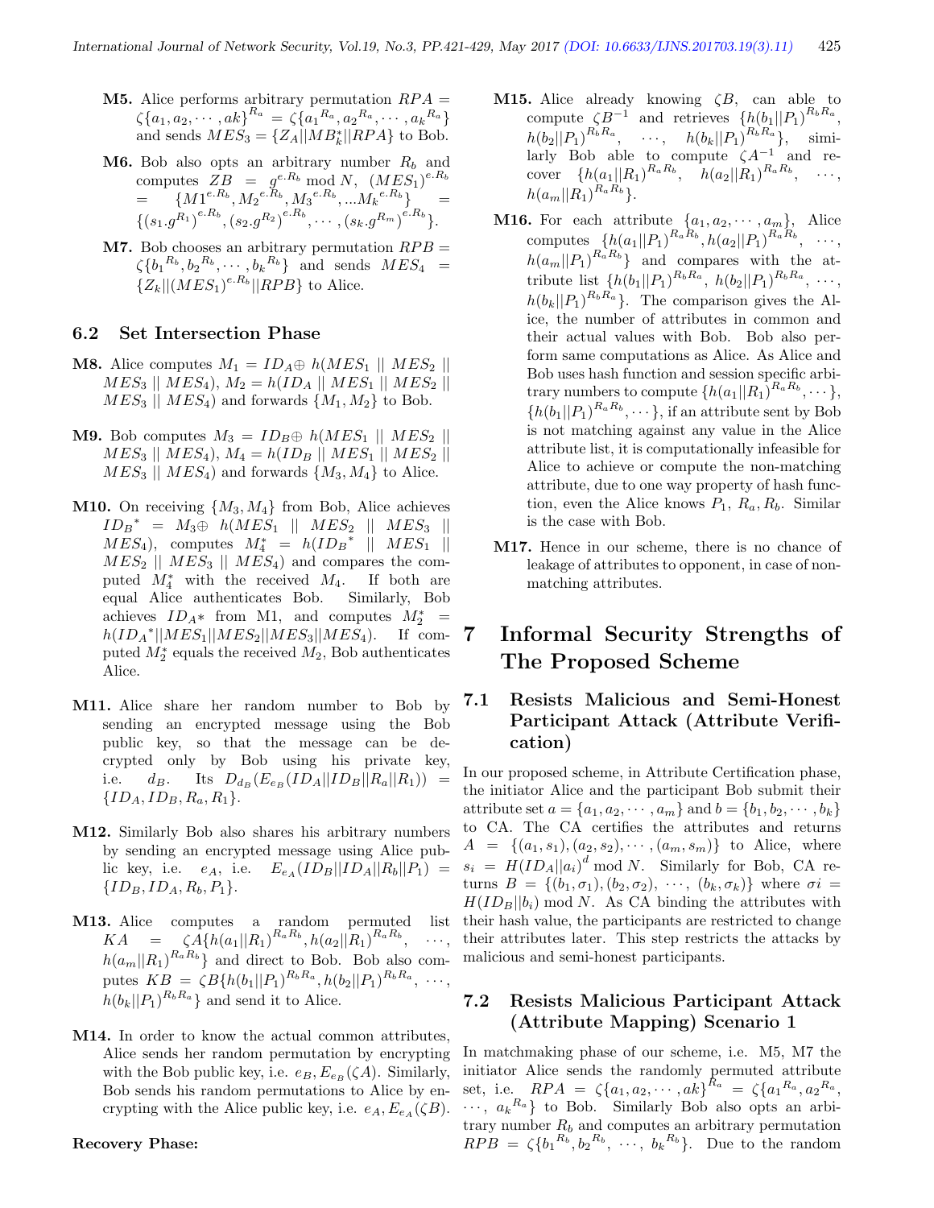**M5.** Alice performs arbitrary permutation $RPA = \zeta\{a_1, a_2, \cdots, ak\}^{R_a} = \zeta\{a_1{}^{R_a}, a_2{}^{R_a}, \cdots, a_k{}^{R_a}\}$ and sends $MES_3 = \{Z_A||MB_k^*||RPA\}$ to Bob.

**M6.** Bob also opts an arbitrary number $R_b$ and computes $ZB = g^{e.R_b} \bmod N$, $(MES_1)^{e.R_b} = \{M1^{e.R_b}, M_2{}^{e.R_b}, M_3{}^{e.R_b}, ...M_k{}^{e.R_b}\} = \{(s_1.g^{R_1})^{e.R_b}, (s_2.g^{R_2})^{e.R_b}, \cdots, (s_k.g^{R_m})^{e.R_b}\}$.

**M7.** Bob chooses an arbitrary permutation $RPB = \zeta\{b_1{}^{R_b}, b_2{}^{R_b}, \cdots, b_k{}^{R_b}\}$ and sends $MES_4 = \{Z_k||(MES_1)^{e.R_b}||RPB\}$ to Alice.

## 6.2 Set Intersection Phase

**M8.** Alice computes $M_1 = ID_A \oplus\ h(MES_1\ ||\ MES_2\ ||\ MES_3\ ||\ MES_4)$, $M_2 = h(ID_A\ ||\ MES_1\ ||\ MES_2\ ||\ MES_3\ ||\ MES_4)$ and forwards $\{M_1, M_2\}$ to Bob.

**M9.** Bob computes $M_3 = ID_B \oplus\ h(MES_1\ ||\ MES_2\ ||\ MES_3\ ||\ MES_4)$, $M_4 = h(ID_B\ ||\ MES_1\ ||\ MES_2\ ||\ MES_3\ ||\ MES_4)$ and forwards $\{M_3, M_4\}$ to Alice.

**M10.** On receiving $\{M_3, M_4\}$ from Bob, Alice achieves $ID_B{}^* = M_3 \oplus\ h(MES_1\ ||\ MES_2\ ||\ MES_3\ ||\ MES_4)$, computes $M_4^* = h(ID_B{}^*\ ||\ MES_1\ ||\ MES_2\ ||\ MES_3\ ||\ MES_4)$ and compares the computed $M_4^*$ with the received $M_4$. If both are equal Alice authenticates Bob. Similarly, Bob achieves $ID_A*$ from M1, and computes $M_2^* = h(ID_A{}^*||MES_1||MES_2||MES_3||MES_4)$. If computed $M_2^*$ equals the received $M_2$, Bob authenticates Alice.

**M11.** Alice share her random number to Bob by sending an encrypted message using the Bob public key, so that the message can be decrypted only by Bob using his private key, i.e. $d_B$. Its $D_{d_B}(E_{e_B}(ID_A||ID_B||R_a||R_1)) = \{ID_A, ID_B, R_a, R_1\}$.

**M12.** Similarly Bob also shares his arbitrary numbers by sending an encrypted message using Alice public key, i.e. $e_A$, i.e. $E_{e_A}(ID_B||ID_A||R_b||P_1) = \{ID_B, ID_A, R_b, P_1\}$.

**M13.** Alice computes a random permuted list $KA = \zeta A\{h(a_1||R_1)^{R_aR_b}, h(a_2||R_1)^{R_aR_b}, \cdots, h(a_m||R_1)^{R_aR_b}\}$ and direct to Bob. Bob also computes $KB = \zeta B\{h(b_1||P_1)^{R_bR_a}, h(b_2||P_1)^{R_bR_a}, \cdots, h(b_k||P_1)^{R_bR_a}\}$ and send it to Alice.

**M14.** In order to know the actual common attributes, Alice sends her random permutation by encrypting with the Bob public key, i.e. $e_B, E_{e_B}(\zeta A)$. Similarly, Bob sends his random permutations to Alice by encrypting with the Alice public key, i.e. $e_A, E_{e_A}(\zeta B)$.

**Recovery Phase:**

**M15.** Alice already knowing $\zeta B$, can able to compute $\zeta B^{-1}$ and retrieves $\{h(b_1||P_1)^{R_bR_a}, h(b_2||P_1)^{R_bR_a}, \cdots, h(b_k||P_1)^{R_bR_a}\}$, similarly Bob able to compute $\zeta A^{-1}$ and recover $\{h(a_1||R_1)^{R_aR_b}, h(a_2||R_1)^{R_aR_b}, \cdots, h(a_m||R_1)^{R_aR_b}\}$.

**M16.** For each attribute $\{a_1, a_2, \cdots, a_m\}$, Alice computes $\{h(a_1||P_1)^{R_aR_b}, h(a_2||P_1)^{R_aR_b}, \cdots, h(a_m||P_1)^{R_aR_b}\}$ and compares with the attribute list $\{h(b_1||P_1)^{R_bR_a}, h(b_2||P_1)^{R_bR_a}, \cdots, h(b_k||P_1)^{R_bR_a}\}$. The comparison gives the Alice, the number of attributes in common and their actual values with Bob. Bob also perform same computations as Alice. As Alice and Bob uses hash function and session specific arbitrary numbers to compute $\{h(a_1||R_1)^{R_aR_b}, \cdots\}$, $\{h(b_1||P_1)^{R_aR_b}, \cdots\}$, if an attribute sent by Bob is not matching against any value in the Alice attribute list, it is computationally infeasible for Alice to achieve or compute the non-matching attribute, due to one way property of hash function, even the Alice knows $P_1$, $R_a$, $R_b$. Similar is the case with Bob.

**M17.** Hence in our scheme, there is no chance of leakage of attributes to opponent, in case of non-matching attributes.

# 7 Informal Security Strengths of The Proposed Scheme

## 7.1 Resists Malicious and Semi-Honest Participant Attack (Attribute Verification)

In our proposed scheme, in Attribute Certification phase, the initiator Alice and the participant Bob submit their attribute set $a = \{a_1, a_2, \cdots, a_m\}$ and $b = \{b_1, b_2, \cdots, b_k\}$ to CA. The CA certifies the attributes and returns $A = \{(a_1, s_1), (a_2, s_2), \cdots, (a_m, s_m)\}$ to Alice, where $s_i = H(ID_A||a_i)^d \bmod N$. Similarly for Bob, CA returns $B = \{(b_1, \sigma_1), (b_2, \sigma_2), \cdots, (b_k, \sigma_k)\}$ where $\sigma i = H(ID_B||b_i) \bmod N$. As CA binding the attributes with their hash value, the participants are restricted to change their attributes later. This step restricts the attacks by malicious and semi-honest participants.

## 7.2 Resists Malicious Participant Attack (Attribute Mapping) Scenario 1

In matchmaking phase of our scheme, i.e. M5, M7 the initiator Alice sends the randomly permuted attribute set, i.e. $RPA = \zeta\{a_1, a_2, \cdots, ak\}^{R_a} = \zeta\{a_1{}^{R_a}, a_2{}^{R_a}, \cdots, a_k{}^{R_a}\}$ to Bob. Similarly Bob also opts an arbitrary number $R_b$ and computes an arbitrary permutation $RPB = \zeta\{b_1{}^{R_b}, b_2{}^{R_b}, \cdots, b_k{}^{R_b}\}$. Due to the random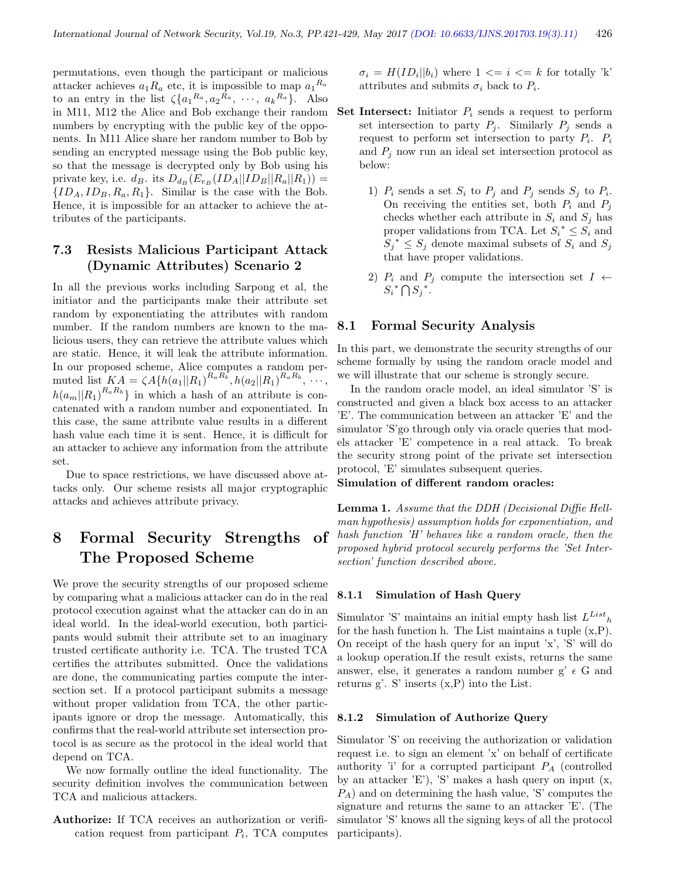permutations, even though the participant or malicious attacker achieves $a_1R_a$ etc, it is impossible to map $a_1{}^{R_a}$ to an entry in the list $\zeta\{a_1{}^{R_a}, a_2{}^{R_a}, \cdots, a_k{}^{R_a}\}$. Also in M11, M12 the Alice and Bob exchange their random numbers by encrypting with the public key of the opponents. In M11 Alice share her random number to Bob by sending an encrypted message using the Bob public key, so that the message is decrypted only by Bob using his private key, i.e. $d_B$. its $D_{d_B}(E_{e_B}(ID_A||ID_B||R_a||R_1)) = \{ID_A, ID_B, R_a, R_1\}$. Similar is the case with the Bob. Hence, it is impossible for an attacker to achieve the attributes of the participants.

### 7.3 Resists Malicious Participant Attack (Dynamic Attributes) Scenario 2

In all the previous works including Sarpong et al, the initiator and the participants make their attribute set random by exponentiating the attributes with random number. If the random numbers are known to the malicious users, they can retrieve the attribute values which are static. Hence, it will leak the attribute information. In our proposed scheme, Alice computes a random permuted list $KA = \zeta A\{h(a_1||R_1)^{R_aR_b}, h(a_2||R_1)^{R_aR_b}, \cdots, h(a_m||R_1)^{R_aR_b}\}$ in which a hash of an attribute is concatenated with a random number and exponentiated. In this case, the same attribute value results in a different hash value each time it is sent. Hence, it is difficult for an attacker to achieve any information from the attribute set.

Due to space restrictions, we have discussed above attacks only. Our scheme resists all major cryptographic attacks and achieves attribute privacy.

## 8 Formal Security Strengths of The Proposed Scheme

We prove the security strengths of our proposed scheme by comparing what a malicious attacker can do in the real protocol execution against what the attacker can do in an ideal world. In the ideal-world execution, both participants would submit their attribute set to an imaginary trusted certificate authority i.e. TCA. The trusted TCA certifies the attributes submitted. Once the validations are done, the communicating parties compute the intersection set. If a protocol participant submits a message without proper validation from TCA, the other participants ignore or drop the message. Automatically, this confirms that the real-world attribute set intersection protocol is as secure as the protocol in the ideal world that depend on TCA.

We now formally outline the ideal functionality. The security definition involves the communication between TCA and malicious attackers.

**Authorize:** If TCA receives an authorization or verification request from participant $P_i$, TCA computes $\sigma_i = H(ID_i||b_i)$ where $1 <= i <= k$ for totally 'k' attributes and submits $\sigma_i$ back to $P_i$.

**Set Intersect:** Initiator $P_i$ sends a request to perform set intersection to party $P_j$. Similarly $P_j$ sends a request to perform set intersection to party $P_i$. $P_i$ and $P_j$ now run an ideal set intersection protocol as below:

1) $P_i$ sends a set $S_i$ to $P_j$ and $P_j$ sends $S_j$ to $P_i$. On receiving the entities set, both $P_i$ and $P_j$ checks whether each attribute in $S_i$ and $S_j$ has proper validations from TCA. Let $S_i{}^* \leq S_i$ and $S_j{}^* \leq S_j$ denote maximal subsets of $S_i$ and $S_j$ that have proper validations.

2) $P_i$ and $P_j$ compute the intersection set $I \leftarrow S_i{}^* \bigcap S_j{}^*$.

### 8.1 Formal Security Analysis

In this part, we demonstrate the security strengths of our scheme formally by using the random oracle model and we will illustrate that our scheme is strongly secure.

In the random oracle model, an ideal simulator 'S' is constructed and given a black box access to an attacker 'E'. The communication between an attacker 'E' and the simulator 'S'go through only via oracle queries that models attacker 'E' competence in a real attack. To break the security strong point of the private set intersection protocol, 'E' simulates subsequent queries.

**Simulation of different random oracles:**

**Lemma 1.** *Assume that the DDH (Decisional Diffie Hellman hypothesis) assumption holds for exponentiation, and hash function 'H' behaves like a random oracle, then the proposed hybrid protocol securely performs the 'Set Intersection' function described above.*

#### 8.1.1 Simulation of Hash Query

Simulator 'S' maintains an initial empty hash list $L^{List}{}_h$ for the hash function h. The List maintains a tuple (x,P). On receipt of the hash query for an input 'x', 'S' will do a lookup operation.If the result exists, returns the same answer, else, it generates a random number g' $\epsilon$ G and returns g'. S' inserts (x,P) into the List.

#### 8.1.2 Simulation of Authorize Query

Simulator 'S' on receiving the authorization or validation request i.e. to sign an element 'x' on behalf of certificate authority 'i' for a corrupted participant $P_A$ (controlled by an attacker 'E'), 'S' makes a hash query on input (x, $P_A$) and on determining the hash value, 'S' computes the signature and returns the same to an attacker 'E'. (The simulator 'S' knows all the signing keys of all the protocol participants).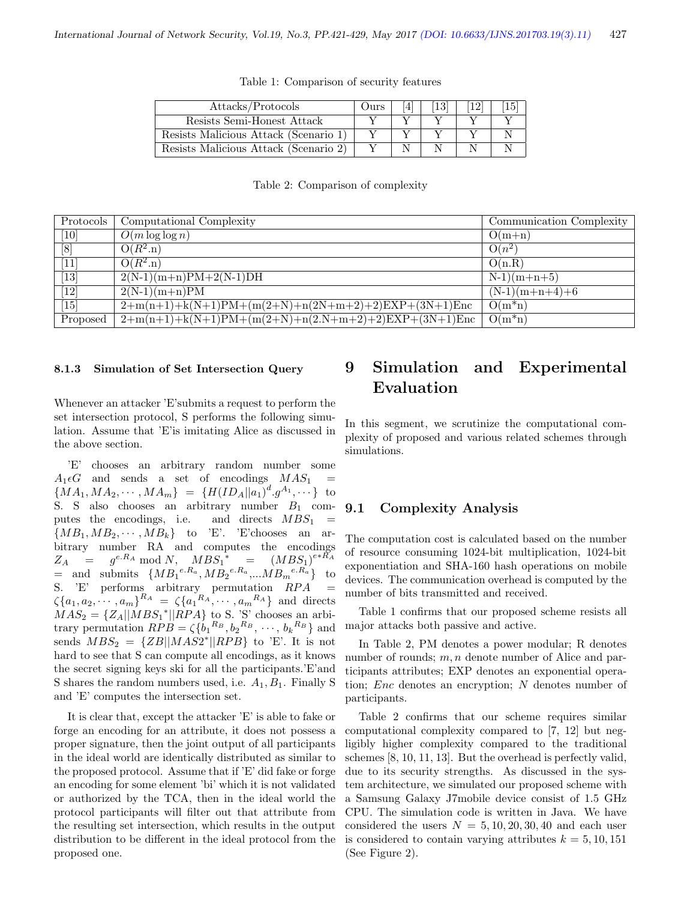Table 1: Comparison of security features

| Attacks/Protocols | Ours | [4] | [13] | [12] | [15] |
|---|---|---|---|---|---|
| Resists Semi-Honest Attack | Y | Y | Y | Y | Y |
| Resists Malicious Attack (Scenario 1) | Y | Y | Y | Y | N |
| Resists Malicious Attack (Scenario 2) | Y | N | N | N | N |

Table 2: Comparison of complexity

| Protocols | Computational Complexity | Communication Complexity |
|---|---|---|
| [10] | $O(m \log \log n)$ | O(m+n) |
| [8] | O($R^2$.n) | O($n^2$) |
| [11] | O($R^2$.n) | O(n.R) |
| [13] | 2(N-1)(m+n)PM+2(N-1)DH | N-1)(m+n+5) |
| [12] | 2(N-1)(m+n)PM | (N-1)(m+n+4)+6 |
| [15] | 2+m(n+1)+k(N+1)PM+(m(2+N)+n(2N+m+2)+2)EXP+(3N+1)Enc | O(m*n) |
| Proposed | 2+m(n+1)+k(N+1)PM+(m(2+N)+n(2.N+m+2)+2)EXP+(3N+1)Enc | O(m*n) |

#### 8.1.3 Simulation of Set Intersection Query

Whenever an attacker 'E'submits a request to perform the set intersection protocol, S performs the following simulation. Assume that 'E'is imitating Alice as discussed in the above section.

'E' chooses an arbitrary random number some $A_1 \epsilon G$ and sends a set of encodings $MAS_1 = \{MA_1, MA_2, \cdots, MA_m\} = \{H(ID_A||a_1)^d.g^{A_1}, \cdots\}$ to S. S also chooses an arbitrary number $B_1$ computes the encodings, i.e. and directs $MBS_1 = \{MB_1, MB_2, \cdots, MB_k\}$ to 'E'. 'E'chooses an arbitrary number RA and computes the encodings $Z_A = g^{e.R_A} \bmod N$, ${MBS_1}^* = (MBS_1)^{e*R_A} =$ and submits $\{{MB_1}^{e.R_a}, {MB_2}^{e.R_a}, ... {MB_m}^{e.R_a}\}$ to S. 'E' performs arbitrary permutation $RPA = \zeta\{a_1, a_2, \cdots, a_m\}^{R_A} = \zeta\{{a_1}^{R_A}, \cdots, {a_m}^{R_A}\}$ and directs $MAS_2 = \{Z_A||{MBS_1}^*||RPA\}$ to S. 'S' chooses an arbitrary permutation $RPB = \zeta\{{b_1}^{R_B}, {b_2}^{R_B}, \cdots, {b_k}^{R_B}\}$ and sends $MBS_2 = \{ZB||MAS2^*||RPB\}$ to 'E'. It is not hard to see that S can compute all encodings, as it knows the secret signing keys ski for all the participants.'E'and S shares the random numbers used, i.e. $A_1, B_1$. Finally S and 'E' computes the intersection set.

It is clear that, except the attacker 'E' is able to fake or forge an encoding for an attribute, it does not possess a proper signature, then the joint output of all participants in the ideal world are identically distributed as similar to the proposed protocol. Assume that if 'E' did fake or forge an encoding for some element 'bi' which it is not validated or authorized by the TCA, then in the ideal world the protocol participants will filter out that attribute from the resulting set intersection, which results in the output distribution to be different in the ideal protocol from the proposed one.

# 9 Simulation and Experimental Evaluation

In this segment, we scrutinize the computational complexity of proposed and various related schemes through simulations.

## 9.1 Complexity Analysis

The computation cost is calculated based on the number of resource consuming 1024-bit multiplication, 1024-bit exponentiation and SHA-160 hash operations on mobile devices. The communication overhead is computed by the number of bits transmitted and received.

Table 1 confirms that our proposed scheme resists all major attacks both passive and active.

In Table 2, PM denotes a power modular; R denotes number of rounds; $m, n$ denote number of Alice and participants attributes; EXP denotes an exponential operation; *Enc* denotes an encryption; $N$ denotes number of participants.

Table 2 confirms that our scheme requires similar computational complexity compared to [7, 12] but negligibly higher complexity compared to the traditional schemes [8, 10, 11, 13]. But the overhead is perfectly valid, due to its security strengths. As discussed in the system architecture, we simulated our proposed scheme with a Samsung Galaxy J7mobile device consist of 1.5 GHz CPU. The simulation code is written in Java. We have considered the users $N = 5, 10, 20, 30, 40$ and each user is considered to contain varying attributes $k = 5, 10, 151$ (See Figure 2).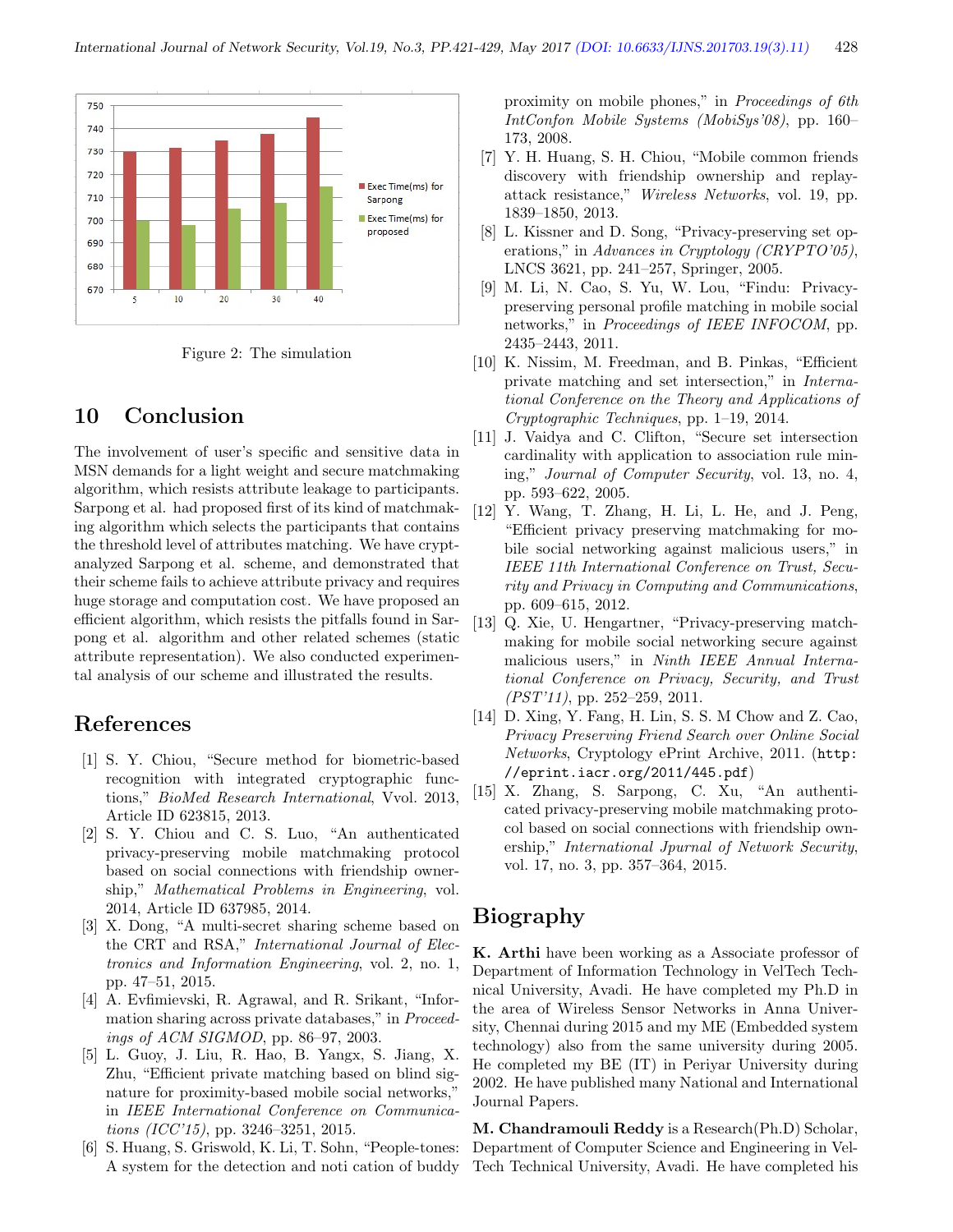Figure 2: The simulation

## 10 Conclusion

The involvement of user's specific and sensitive data in MSN demands for a light weight and secure matchmaking algorithm, which resists attribute leakage to participants. Sarpong et al. had proposed first of its kind of matchmaking algorithm which selects the participants that contains the threshold level of attributes matching. We have cryptanalyzed Sarpong et al. scheme, and demonstrated that their scheme fails to achieve attribute privacy and requires huge storage and computation cost. We have proposed an efficient algorithm, which resists the pitfalls found in Sarpong et al. algorithm and other related schemes (static attribute representation). We also conducted experimental analysis of our scheme and illustrated the results.

## References

[1] S. Y. Chiou, "Secure method for biometric-based recognition with integrated cryptographic functions," *BioMed Research International*, Vvol. 2013, Article ID 623815, 2013.

[2] S. Y. Chiou and C. S. Luo, "An authenticated privacy-preserving mobile matchmaking protocol based on social connections with friendship ownership," *Mathematical Problems in Engineering*, vol. 2014, Article ID 637985, 2014.

[3] X. Dong, "A multi-secret sharing scheme based on the CRT and RSA," *International Journal of Electronics and Information Engineering*, vol. 2, no. 1, pp. 47–51, 2015.

[4] A. Evfimievski, R. Agrawal, and R. Srikant, "Information sharing across private databases," in *Proceedings of ACM SIGMOD*, pp. 86–97, 2003.

[5] L. Guoy, J. Liu, R. Hao, B. Yangx, S. Jiang, X. Zhu, "Efficient private matching based on blind signature for proximity-based mobile social networks," in *IEEE International Conference on Communications (ICC'15)*, pp. 3246–3251, 2015.

[6] S. Huang, S. Griswold, K. Li, T. Sohn, "People-tones: A system for the detection and noti cation of buddy proximity on mobile phones," in *Proceedings of 6th IntConfon Mobile Systems (MobiSys'08)*, pp. 160–173, 2008.

[7] Y. H. Huang, S. H. Chiou, "Mobile common friends discovery with friendship ownership and replay-attack resistance," *Wireless Networks*, vol. 19, pp. 1839–1850, 2013.

[8] L. Kissner and D. Song, "Privacy-preserving set operations," in *Advances in Cryptology (CRYPTO'05)*, LNCS 3621, pp. 241–257, Springer, 2005.

[9] M. Li, N. Cao, S. Yu, W. Lou, "Findu: Privacy-preserving personal profile matching in mobile social networks," in *Proceedings of IEEE INFOCOM*, pp. 2435–2443, 2011.

[10] K. Nissim, M. Freedman, and B. Pinkas, "Efficient private matching and set intersection," in *International Conference on the Theory and Applications of Cryptographic Techniques*, pp. 1–19, 2014.

[11] J. Vaidya and C. Clifton, "Secure set intersection cardinality with application to association rule mining," *Journal of Computer Security*, vol. 13, no. 4, pp. 593–622, 2005.

[12] Y. Wang, T. Zhang, H. Li, L. He, and J. Peng, "Efficient privacy preserving matchmaking for mobile social networking against malicious users," in *IEEE 11th International Conference on Trust, Security and Privacy in Computing and Communications*, pp. 609–615, 2012.

[13] Q. Xie, U. Hengartner, "Privacy-preserving matchmaking for mobile social networking secure against malicious users," in *Ninth IEEE Annual International Conference on Privacy, Security, and Trust (PST'11)*, pp. 252–259, 2011.

[14] D. Xing, Y. Fang, H. Lin, S. S. M Chow and Z. Cao, *Privacy Preserving Friend Search over Online Social Networks*, Cryptology ePrint Archive, 2011. (http://eprint.iacr.org/2011/445.pdf)

[15] X. Zhang, S. Sarpong, C. Xu, "An authenticated privacy-preserving mobile matchmaking protocol based on social connections with friendship ownership," *International Jpurnal of Network Security*, vol. 17, no. 3, pp. 357–364, 2015.

## Biography

**K. Arthi** have been working as a Associate professor of Department of Information Technology in VelTech Technical University, Avadi. He have completed my Ph.D in the area of Wireless Sensor Networks in Anna University, Chennai during 2015 and my ME (Embedded system technology) also from the same university during 2005. He completed my BE (IT) in Periyar University during 2002. He have published many National and International Journal Papers.

**M. Chandramouli Reddy** is a Research(Ph.D) Scholar, Department of Computer Science and Engineering in VelTech Technical University, Avadi. He have completed his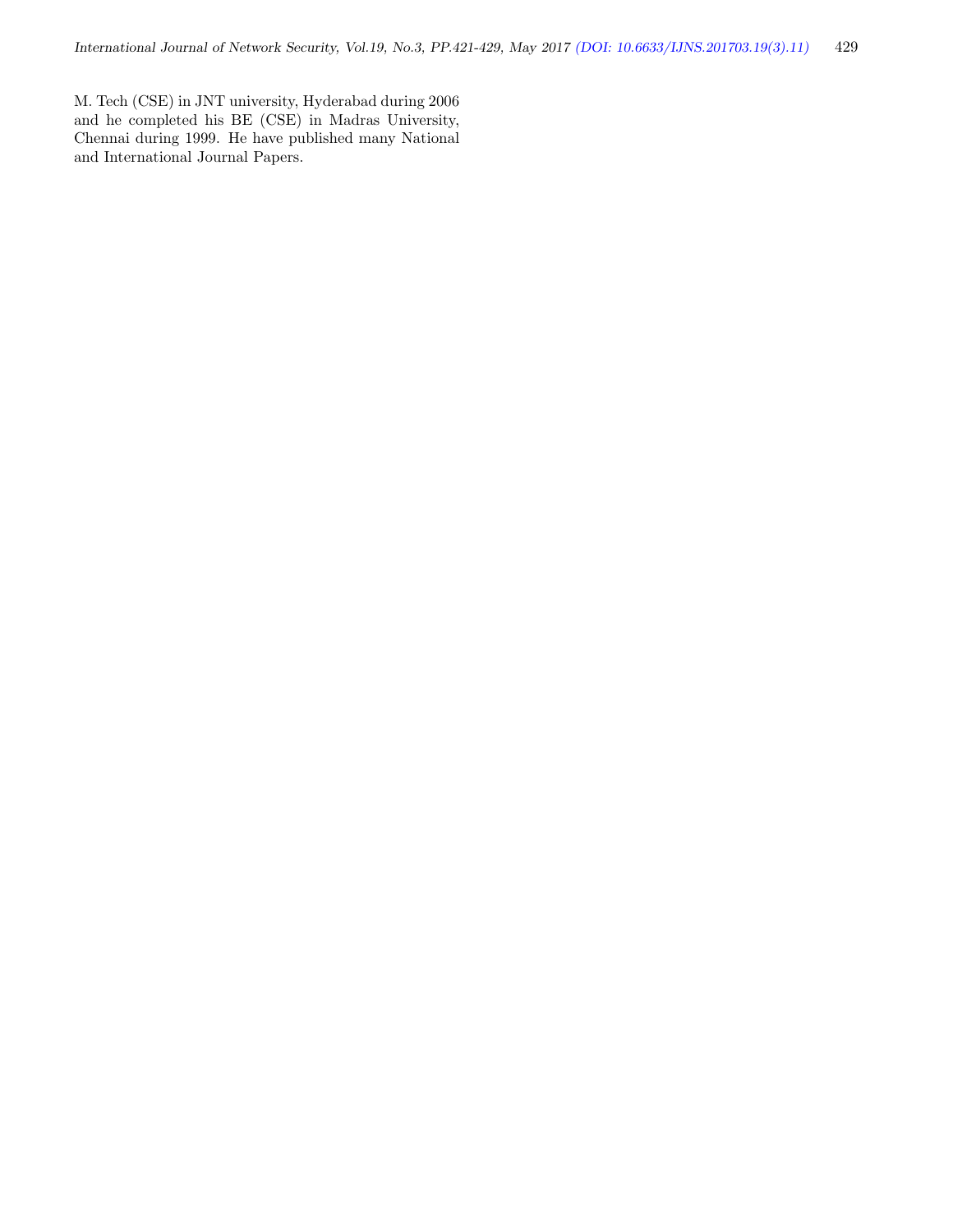M. Tech (CSE) in JNT university, Hyderabad during 2006 and he completed his BE (CSE) in Madras University, Chennai during 1999. He have published many National and International Journal Papers.